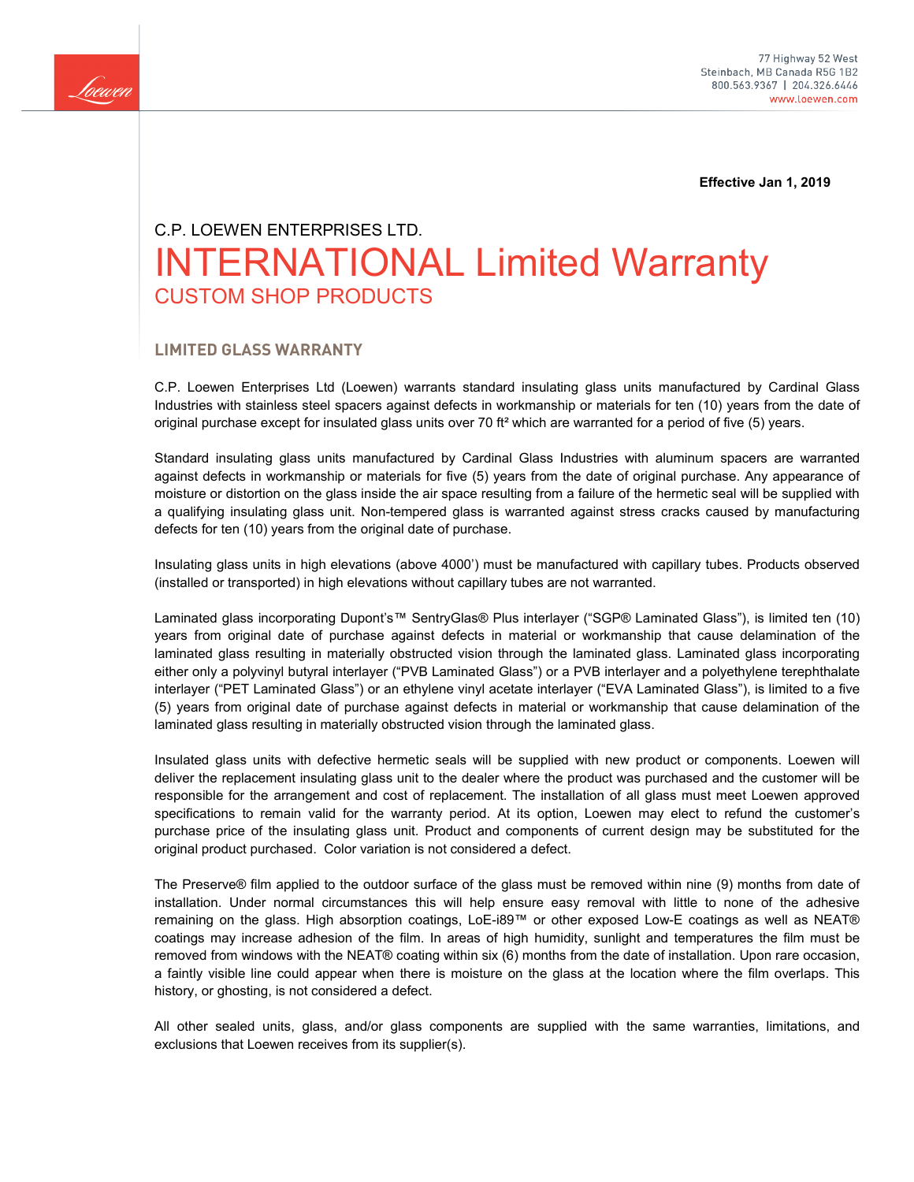77 Highway 52 West
Steinbach, MB Canada R5G 1B2
800.563.9367 | 204.326.6446
www.loewen.com

**Effective Jan 1, 2019**

C.P. LOEWEN ENTERPRISES LTD.

# INTERNATIONAL Limited Warranty

## CUSTOM SHOP PRODUCTS

### LIMITED GLASS WARRANTY

C.P. Loewen Enterprises Ltd (Loewen) warrants standard insulating glass units manufactured by Cardinal Glass Industries with stainless steel spacers against defects in workmanship or materials for ten (10) years from the date of original purchase except for insulated glass units over 70 ft² which are warranted for a period of five (5) years.

Standard insulating glass units manufactured by Cardinal Glass Industries with aluminum spacers are warranted against defects in workmanship or materials for five (5) years from the date of original purchase. Any appearance of moisture or distortion on the glass inside the air space resulting from a failure of the hermetic seal will be supplied with a qualifying insulating glass unit. Non-tempered glass is warranted against stress cracks caused by manufacturing defects for ten (10) years from the original date of purchase.

Insulating glass units in high elevations (above 4000') must be manufactured with capillary tubes. Products observed (installed or transported) in high elevations without capillary tubes are not warranted.

Laminated glass incorporating Dupont's™ SentryGlas® Plus interlayer ("SGP® Laminated Glass"), is limited ten (10) years from original date of purchase against defects in material or workmanship that cause delamination of the laminated glass resulting in materially obstructed vision through the laminated glass. Laminated glass incorporating either only a polyvinyl butyral interlayer ("PVB Laminated Glass") or a PVB interlayer and a polyethylene terephthalate interlayer ("PET Laminated Glass") or an ethylene vinyl acetate interlayer ("EVA Laminated Glass"), is limited to a five (5) years from original date of purchase against defects in material or workmanship that cause delamination of the laminated glass resulting in materially obstructed vision through the laminated glass.

Insulated glass units with defective hermetic seals will be supplied with new product or components. Loewen will deliver the replacement insulating glass unit to the dealer where the product was purchased and the customer will be responsible for the arrangement and cost of replacement. The installation of all glass must meet Loewen approved specifications to remain valid for the warranty period. At its option, Loewen may elect to refund the customer's purchase price of the insulating glass unit. Product and components of current design may be substituted for the original product purchased. Color variation is not considered a defect.

The Preserve® film applied to the outdoor surface of the glass must be removed within nine (9) months from date of installation. Under normal circumstances this will help ensure easy removal with little to none of the adhesive remaining on the glass. High absorption coatings, LoE-i89™ or other exposed Low-E coatings as well as NEAT® coatings may increase adhesion of the film. In areas of high humidity, sunlight and temperatures the film must be removed from windows with the NEAT® coating within six (6) months from the date of installation. Upon rare occasion, a faintly visible line could appear when there is moisture on the glass at the location where the film overlaps. This history, or ghosting, is not considered a defect.

All other sealed units, glass, and/or glass components are supplied with the same warranties, limitations, and exclusions that Loewen receives from its supplier(s).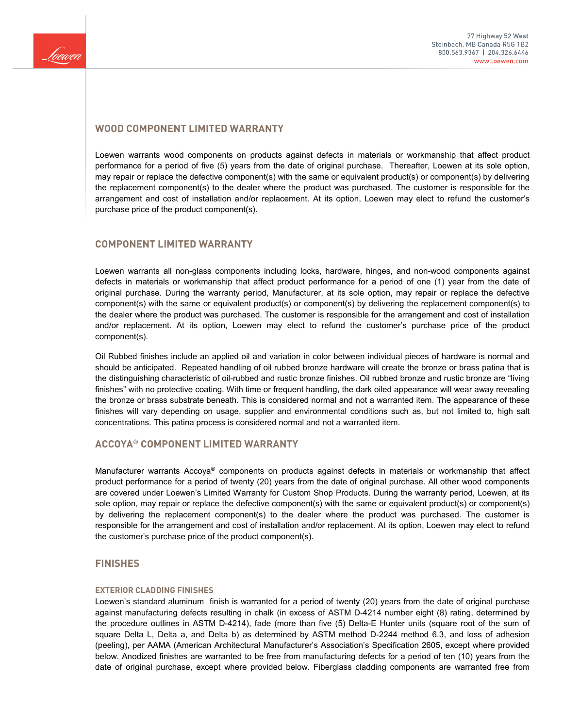## WOOD COMPONENT LIMITED WARRANTY

Loewen warrants wood components on products against defects in materials or workmanship that affect product performance for a period of five (5) years from the date of original purchase. Thereafter, Loewen at its sole option, may repair or replace the defective component(s) with the same or equivalent product(s) or component(s) by delivering the replacement component(s) to the dealer where the product was purchased. The customer is responsible for the arrangement and cost of installation and/or replacement. At its option, Loewen may elect to refund the customer's purchase price of the product component(s).

## COMPONENT LIMITED WARRANTY

Loewen warrants all non-glass components including locks, hardware, hinges, and non-wood components against defects in materials or workmanship that affect product performance for a period of one (1) year from the date of original purchase. During the warranty period, Manufacturer, at its sole option, may repair or replace the defective component(s) with the same or equivalent product(s) or component(s) by delivering the replacement component(s) to the dealer where the product was purchased. The customer is responsible for the arrangement and cost of installation and/or replacement. At its option, Loewen may elect to refund the customer's purchase price of the product component(s).

Oil Rubbed finishes include an applied oil and variation in color between individual pieces of hardware is normal and should be anticipated. Repeated handling of oil rubbed bronze hardware will create the bronze or brass patina that is the distinguishing characteristic of oil-rubbed and rustic bronze finishes. Oil rubbed bronze and rustic bronze are "living finishes" with no protective coating. With time or frequent handling, the dark oiled appearance will wear away revealing the bronze or brass substrate beneath. This is considered normal and not a warranted item. The appearance of these finishes will vary depending on usage, supplier and environmental conditions such as, but not limited to, high salt concentrations. This patina process is considered normal and not a warranted item.

## ACCOYA® COMPONENT LIMITED WARRANTY

Manufacturer warrants Accoya® components on products against defects in materials or workmanship that affect product performance for a period of twenty (20) years from the date of original purchase. All other wood components are covered under Loewen's Limited Warranty for Custom Shop Products. During the warranty period, Loewen, at its sole option, may repair or replace the defective component(s) with the same or equivalent product(s) or component(s) by delivering the replacement component(s) to the dealer where the product was purchased. The customer is responsible for the arrangement and cost of installation and/or replacement. At its option, Loewen may elect to refund the customer's purchase price of the product component(s).

## FINISHES

### EXTERIOR CLADDING FINISHES

Loewen's standard aluminum finish is warranted for a period of twenty (20) years from the date of original purchase against manufacturing defects resulting in chalk (in excess of ASTM D-4214 number eight (8) rating, determined by the procedure outlines in ASTM D-4214), fade (more than five (5) Delta-E Hunter units (square root of the sum of square Delta L, Delta a, and Delta b) as determined by ASTM method D-2244 method 6.3, and loss of adhesion (peeling), per AAMA (American Architectural Manufacturer's Association's Specification 2605, except where provided below. Anodized finishes are warranted to be free from manufacturing defects for a period of ten (10) years from the date of original purchase, except where provided below. Fiberglass cladding components are warranted free from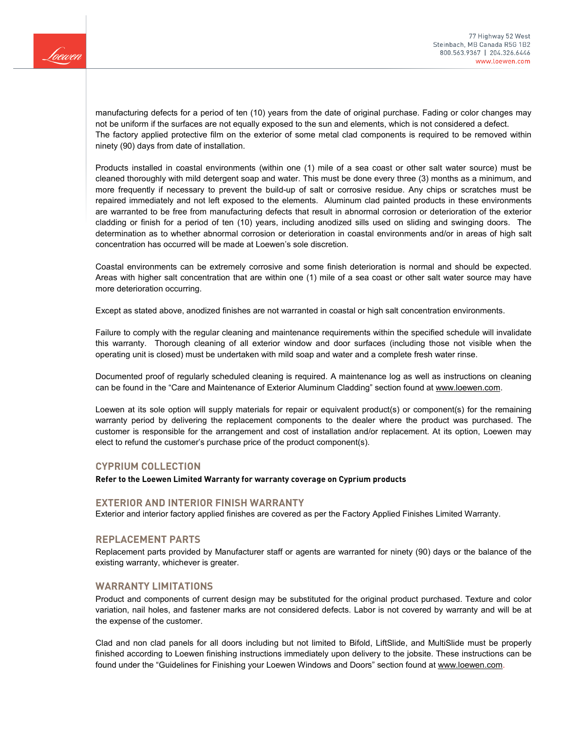manufacturing defects for a period of ten (10) years from the date of original purchase. Fading or color changes may not be uniform if the surfaces are not equally exposed to the sun and elements, which is not considered a defect. The factory applied protective film on the exterior of some metal clad components is required to be removed within ninety (90) days from date of installation.

Products installed in coastal environments (within one (1) mile of a sea coast or other salt water source) must be cleaned thoroughly with mild detergent soap and water. This must be done every three (3) months as a minimum, and more frequently if necessary to prevent the build-up of salt or corrosive residue. Any chips or scratches must be repaired immediately and not left exposed to the elements. Aluminum clad painted products in these environments are warranted to be free from manufacturing defects that result in abnormal corrosion or deterioration of the exterior cladding or finish for a period of ten (10) years, including anodized sills used on sliding and swinging doors. The determination as to whether abnormal corrosion or deterioration in coastal environments and/or in areas of high salt concentration has occurred will be made at Loewen's sole discretion.

Coastal environments can be extremely corrosive and some finish deterioration is normal and should be expected. Areas with higher salt concentration that are within one (1) mile of a sea coast or other salt water source may have more deterioration occurring.

Except as stated above, anodized finishes are not warranted in coastal or high salt concentration environments.

Failure to comply with the regular cleaning and maintenance requirements within the specified schedule will invalidate this warranty. Thorough cleaning of all exterior window and door surfaces (including those not visible when the operating unit is closed) must be undertaken with mild soap and water and a complete fresh water rinse.

Documented proof of regularly scheduled cleaning is required. A maintenance log as well as instructions on cleaning can be found in the "Care and Maintenance of Exterior Aluminum Cladding" section found at www.loewen.com.

Loewen at its sole option will supply materials for repair or equivalent product(s) or component(s) for the remaining warranty period by delivering the replacement components to the dealer where the product was purchased. The customer is responsible for the arrangement and cost of installation and/or replacement. At its option, Loewen may elect to refund the customer's purchase price of the product component(s).

## CYPRIUM COLLECTION

**Refer to the Loewen Limited Warranty for warranty coverage on Cyprium products**

## EXTERIOR AND INTERIOR FINISH WARRANTY

Exterior and interior factory applied finishes are covered as per the Factory Applied Finishes Limited Warranty.

## REPLACEMENT PARTS

Replacement parts provided by Manufacturer staff or agents are warranted for ninety (90) days or the balance of the existing warranty, whichever is greater.

## WARRANTY LIMITATIONS

Product and components of current design may be substituted for the original product purchased. Texture and color variation, nail holes, and fastener marks are not considered defects. Labor is not covered by warranty and will be at the expense of the customer.

Clad and non clad panels for all doors including but not limited to Bifold, LiftSlide, and MultiSlide must be properly finished according to Loewen finishing instructions immediately upon delivery to the jobsite. These instructions can be found under the "Guidelines for Finishing your Loewen Windows and Doors" section found at www.loewen.com.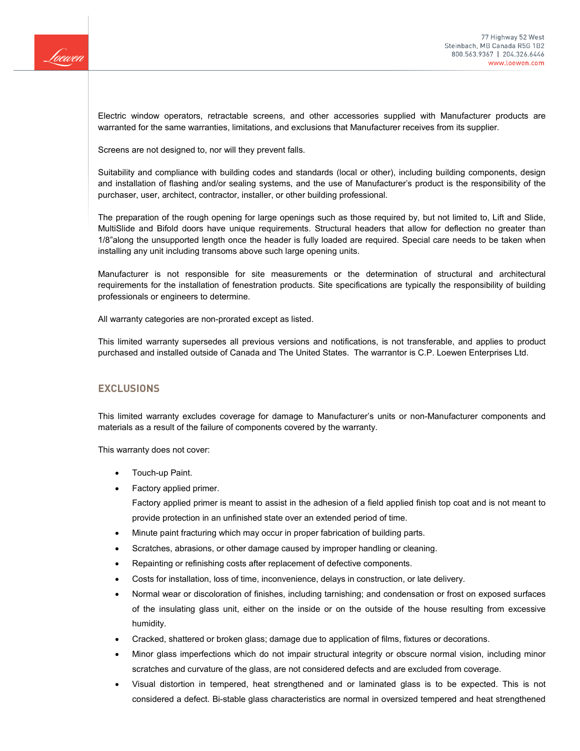Electric window operators, retractable screens, and other accessories supplied with Manufacturer products are warranted for the same warranties, limitations, and exclusions that Manufacturer receives from its supplier.

Screens are not designed to, nor will they prevent falls.

Suitability and compliance with building codes and standards (local or other), including building components, design and installation of flashing and/or sealing systems, and the use of Manufacturer's product is the responsibility of the purchaser, user, architect, contractor, installer, or other building professional.

The preparation of the rough opening for large openings such as those required by, but not limited to, Lift and Slide, MultiSlide and Bifold doors have unique requirements. Structural headers that allow for deflection no greater than 1/8"along the unsupported length once the header is fully loaded are required. Special care needs to be taken when installing any unit including transoms above such large opening units.

Manufacturer is not responsible for site measurements or the determination of structural and architectural requirements for the installation of fenestration products. Site specifications are typically the responsibility of building professionals or engineers to determine.

All warranty categories are non-prorated except as listed.

This limited warranty supersedes all previous versions and notifications, is not transferable, and applies to product purchased and installed outside of Canada and The United States. The warrantor is C.P. Loewen Enterprises Ltd.

## EXCLUSIONS

This limited warranty excludes coverage for damage to Manufacturer's units or non-Manufacturer components and materials as a result of the failure of components covered by the warranty.

This warranty does not cover:

- Touch-up Paint.
- Factory applied primer.
  Factory applied primer is meant to assist in the adhesion of a field applied finish top coat and is not meant to provide protection in an unfinished state over an extended period of time.
- Minute paint fracturing which may occur in proper fabrication of building parts.
- Scratches, abrasions, or other damage caused by improper handling or cleaning.
- Repainting or refinishing costs after replacement of defective components.
- Costs for installation, loss of time, inconvenience, delays in construction, or late delivery.
- Normal wear or discoloration of finishes, including tarnishing; and condensation or frost on exposed surfaces of the insulating glass unit, either on the inside or on the outside of the house resulting from excessive humidity.
- Cracked, shattered or broken glass; damage due to application of films, fixtures or decorations.
- Minor glass imperfections which do not impair structural integrity or obscure normal vision, including minor scratches and curvature of the glass, are not considered defects and are excluded from coverage.
- Visual distortion in tempered, heat strengthened and or laminated glass is to be expected. This is not considered a defect. Bi-stable glass characteristics are normal in oversized tempered and heat strengthened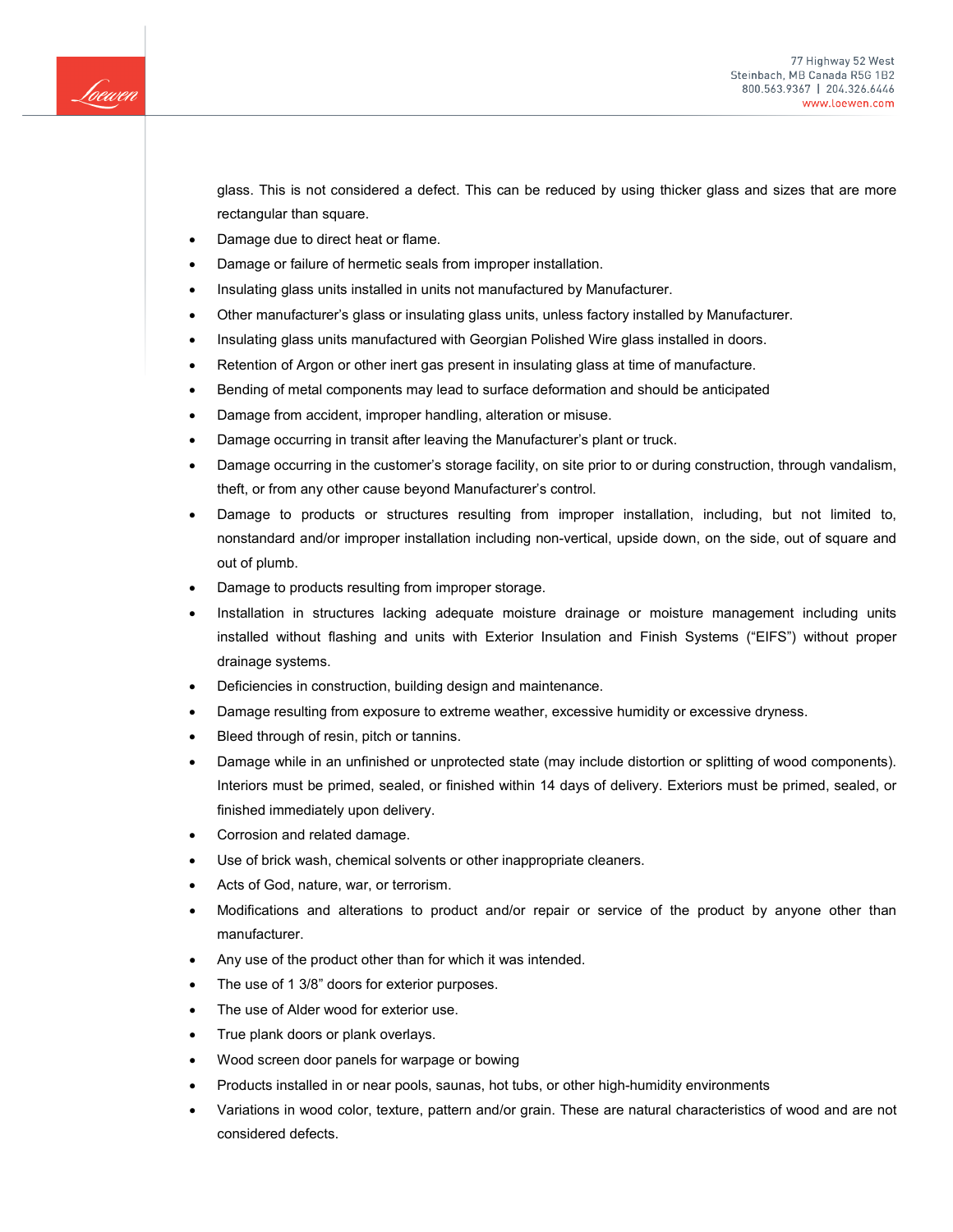glass. This is not considered a defect. This can be reduced by using thicker glass and sizes that are more rectangular than square.

- Damage due to direct heat or flame.
- Damage or failure of hermetic seals from improper installation.
- Insulating glass units installed in units not manufactured by Manufacturer.
- Other manufacturer's glass or insulating glass units, unless factory installed by Manufacturer.
- Insulating glass units manufactured with Georgian Polished Wire glass installed in doors.
- Retention of Argon or other inert gas present in insulating glass at time of manufacture.
- Bending of metal components may lead to surface deformation and should be anticipated
- Damage from accident, improper handling, alteration or misuse.
- Damage occurring in transit after leaving the Manufacturer's plant or truck.
- Damage occurring in the customer's storage facility, on site prior to or during construction, through vandalism, theft, or from any other cause beyond Manufacturer's control.
- Damage to products or structures resulting from improper installation, including, but not limited to, nonstandard and/or improper installation including non-vertical, upside down, on the side, out of square and out of plumb.
- Damage to products resulting from improper storage.
- Installation in structures lacking adequate moisture drainage or moisture management including units installed without flashing and units with Exterior Insulation and Finish Systems ("EIFS") without proper drainage systems.
- Deficiencies in construction, building design and maintenance.
- Damage resulting from exposure to extreme weather, excessive humidity or excessive dryness.
- Bleed through of resin, pitch or tannins.
- Damage while in an unfinished or unprotected state (may include distortion or splitting of wood components). Interiors must be primed, sealed, or finished within 14 days of delivery. Exteriors must be primed, sealed, or finished immediately upon delivery.
- Corrosion and related damage.
- Use of brick wash, chemical solvents or other inappropriate cleaners.
- Acts of God, nature, war, or terrorism.
- Modifications and alterations to product and/or repair or service of the product by anyone other than manufacturer.
- Any use of the product other than for which it was intended.
- The use of 1 3/8" doors for exterior purposes.
- The use of Alder wood for exterior use.
- True plank doors or plank overlays.
- Wood screen door panels for warpage or bowing
- Products installed in or near pools, saunas, hot tubs, or other high-humidity environments
- Variations in wood color, texture, pattern and/or grain. These are natural characteristics of wood and are not considered defects.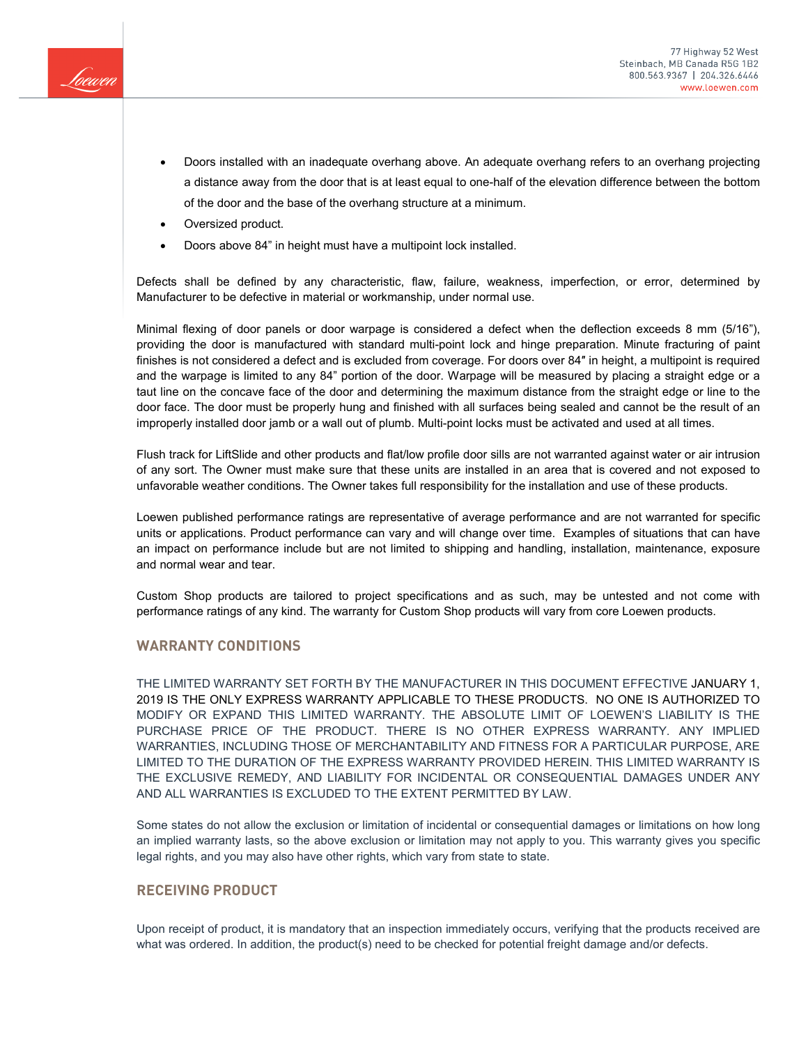- Doors installed with an inadequate overhang above. An adequate overhang refers to an overhang projecting a distance away from the door that is at least equal to one-half of the elevation difference between the bottom of the door and the base of the overhang structure at a minimum.
- Oversized product.
- Doors above 84" in height must have a multipoint lock installed.

Defects shall be defined by any characteristic, flaw, failure, weakness, imperfection, or error, determined by Manufacturer to be defective in material or workmanship, under normal use.

Minimal flexing of door panels or door warpage is considered a defect when the deflection exceeds 8 mm (5/16"), providing the door is manufactured with standard multi-point lock and hinge preparation. Minute fracturing of paint finishes is not considered a defect and is excluded from coverage. For doors over 84″ in height, a multipoint is required and the warpage is limited to any 84" portion of the door. Warpage will be measured by placing a straight edge or a taut line on the concave face of the door and determining the maximum distance from the straight edge or line to the door face. The door must be properly hung and finished with all surfaces being sealed and cannot be the result of an improperly installed door jamb or a wall out of plumb. Multi-point locks must be activated and used at all times.

Flush track for LiftSlide and other products and flat/low profile door sills are not warranted against water or air intrusion of any sort. The Owner must make sure that these units are installed in an area that is covered and not exposed to unfavorable weather conditions. The Owner takes full responsibility for the installation and use of these products.

Loewen published performance ratings are representative of average performance and are not warranted for specific units or applications. Product performance can vary and will change over time. Examples of situations that can have an impact on performance include but are not limited to shipping and handling, installation, maintenance, exposure and normal wear and tear.

Custom Shop products are tailored to project specifications and as such, may be untested and not come with performance ratings of any kind. The warranty for Custom Shop products will vary from core Loewen products.

## WARRANTY CONDITIONS

THE LIMITED WARRANTY SET FORTH BY THE MANUFACTURER IN THIS DOCUMENT EFFECTIVE JANUARY 1, 2019 IS THE ONLY EXPRESS WARRANTY APPLICABLE TO THESE PRODUCTS. NO ONE IS AUTHORIZED TO MODIFY OR EXPAND THIS LIMITED WARRANTY. THE ABSOLUTE LIMIT OF LOEWEN'S LIABILITY IS THE PURCHASE PRICE OF THE PRODUCT. THERE IS NO OTHER EXPRESS WARRANTY. ANY IMPLIED WARRANTIES, INCLUDING THOSE OF MERCHANTABILITY AND FITNESS FOR A PARTICULAR PURPOSE, ARE LIMITED TO THE DURATION OF THE EXPRESS WARRANTY PROVIDED HEREIN. THIS LIMITED WARRANTY IS THE EXCLUSIVE REMEDY, AND LIABILITY FOR INCIDENTAL OR CONSEQUENTIAL DAMAGES UNDER ANY AND ALL WARRANTIES IS EXCLUDED TO THE EXTENT PERMITTED BY LAW.

Some states do not allow the exclusion or limitation of incidental or consequential damages or limitations on how long an implied warranty lasts, so the above exclusion or limitation may not apply to you. This warranty gives you specific legal rights, and you may also have other rights, which vary from state to state.

## RECEIVING PRODUCT

Upon receipt of product, it is mandatory that an inspection immediately occurs, verifying that the products received are what was ordered. In addition, the product(s) need to be checked for potential freight damage and/or defects.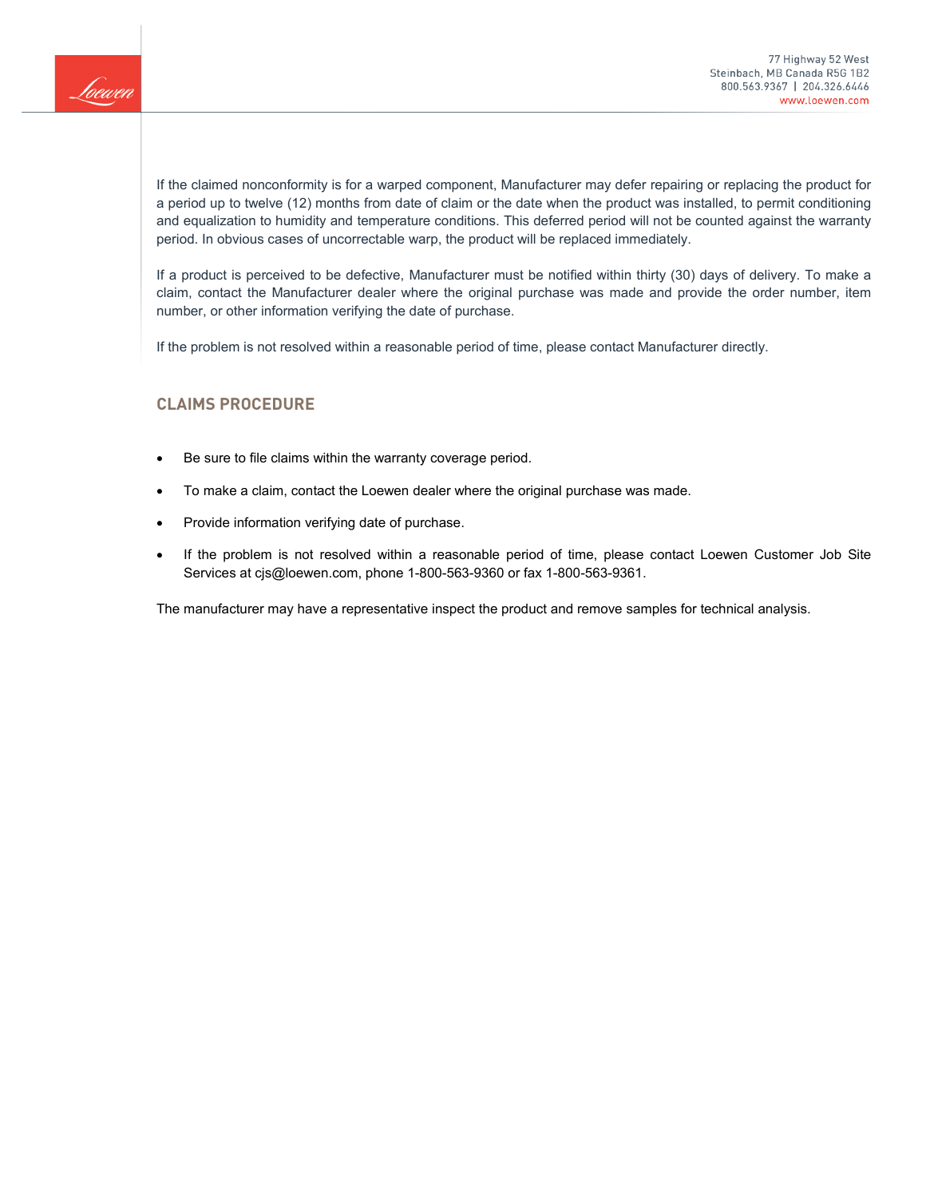If the claimed nonconformity is for a warped component, Manufacturer may defer repairing or replacing the product for a period up to twelve (12) months from date of claim or the date when the product was installed, to permit conditioning and equalization to humidity and temperature conditions. This deferred period will not be counted against the warranty period. In obvious cases of uncorrectable warp, the product will be replaced immediately.

If a product is perceived to be defective, Manufacturer must be notified within thirty (30) days of delivery. To make a claim, contact the Manufacturer dealer where the original purchase was made and provide the order number, item number, or other information verifying the date of purchase.

If the problem is not resolved within a reasonable period of time, please contact Manufacturer directly.

## CLAIMS PROCEDURE

- Be sure to file claims within the warranty coverage period.
- To make a claim, contact the Loewen dealer where the original purchase was made.
- Provide information verifying date of purchase.
- If the problem is not resolved within a reasonable period of time, please contact Loewen Customer Job Site Services at cjs@loewen.com, phone 1-800-563-9360 or fax 1-800-563-9361.

The manufacturer may have a representative inspect the product and remove samples for technical analysis.